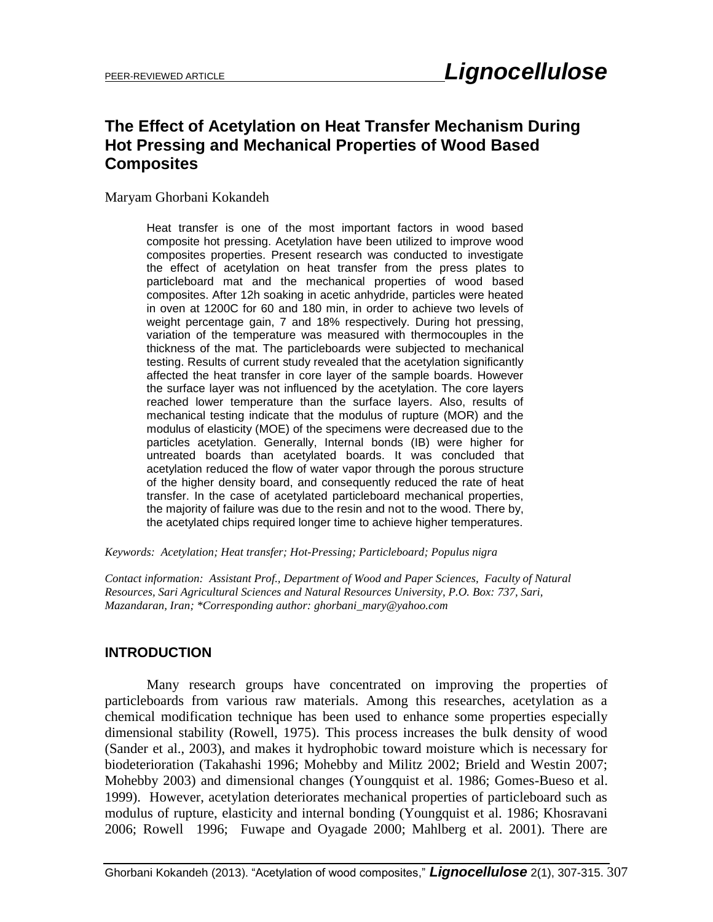PEER-REVIEWED ARTICLE

# The Effect of Acetylation on Heat Transfer Mechanism During Hot Pressing and Mechanical Properties of Wood Based Composites

Maryam Ghorbani Kokandeh

Heat transfer is one of the most important factors in wood based composite hot pressing. Acetylation have been utilized to improve wood composites properties. Present research was conducted to investigate the effect of acetylation on heat transfer from the press plates to particleboard mat and the mechanical properties of wood based composites. After 12h soaking in acetic anhydride, particles were heated in oven at 1200C for 60 and 180 min, in order to achieve two levels of weight percentage gain, 7 and 18% respectively. During hot pressing, variation of the temperature was measured with thermocouples in the thickness of the mat. The particleboards were subjected to mechanical testing. Results of current study revealed that the acetylation significantly affected the heat transfer in core layer of the sample boards. However the surface layer was not influenced by the acetylation. The core layers reached lower temperature than the surface layers. Also, results of mechanical testing indicate that the modulus of rupture (MOR) and the modulus of elasticity (MOE) of the specimens were decreased due to the particles acetylation. Generally, Internal bonds (IB) were higher for untreated boards than acetylated boards. It was concluded that acetylation reduced the flow of water vapor through the porous structure of the higher density board, and consequently reduced the rate of heat transfer. In the case of acetylated particleboard mechanical properties, the majority of failure was due to the resin and not to the wood. There by, the acetylated chips required longer time to achieve higher temperatures.

*Keywords: Acetylation; Heat transfer; Hot-Pressing; Particleboard; Populus nigra*

*Contact information: Assistant Prof., Department of Wood and Paper Sciences, Faculty of Natural Resources, Sari Agricultural Sciences and Natural Resources University, P.O. Box: 737, Sari, Mazandaran, Iran; \*Corresponding author: ghorbani_mary@yahoo.com*

## INTRODUCTION

Many research groups have concentrated on improving the properties of particleboards from various raw materials. Among this researches, acetylation as a chemical modification technique has been used to enhance some properties especially dimensional stability (Rowell, 1975). This process increases the bulk density of wood (Sander et al., 2003), and makes it hydrophobic toward moisture which is necessary for biodeterioration (Takahashi 1996; Mohebby and Militz 2002; Brield and Westin 2007; Mohebby 2003) and dimensional changes (Youngquist et al. 1986; Gomes-Bueso et al. 1999). However, acetylation deteriorates mechanical properties of particleboard such as modulus of rupture, elasticity and internal bonding (Youngquist et al. 1986; Khosravani 2006; Rowell 1996; Fuwape and Oyagade 2000; Mahlberg et al. 2001). There are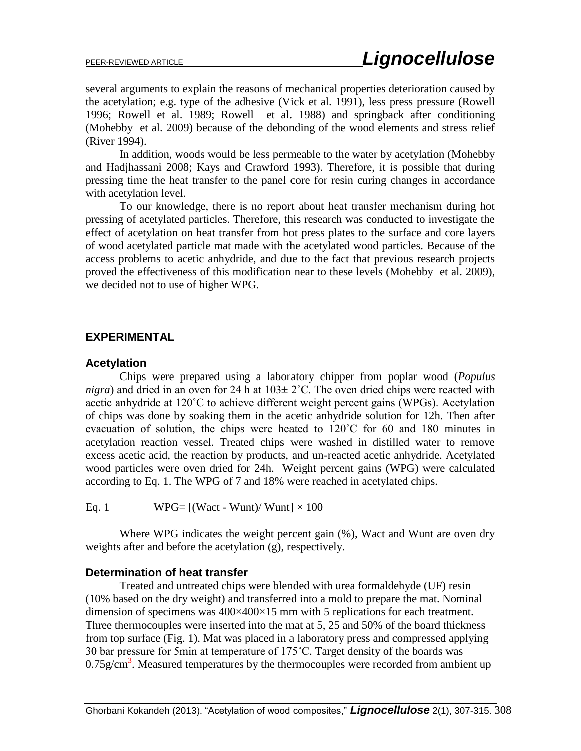several arguments to explain the reasons of mechanical properties deterioration caused by the acetylation; e.g. type of the adhesive (Vick et al. 1991), less press pressure (Rowell 1996; Rowell et al. 1989; Rowell et al. 1988) and springback after conditioning (Mohebby et al. 2009) because of the debonding of the wood elements and stress relief (River 1994).

In addition, woods would be less permeable to the water by acetylation (Mohebby and Hadjhassani 2008; Kays and Crawford 1993). Therefore, it is possible that during pressing time the heat transfer to the panel core for resin curing changes in accordance with acetylation level.

To our knowledge, there is no report about heat transfer mechanism during hot pressing of acetylated particles. Therefore, this research was conducted to investigate the effect of acetylation on heat transfer from hot press plates to the surface and core layers of wood acetylated particle mat made with the acetylated wood particles. Because of the access problems to acetic anhydride, and due to the fact that previous research projects proved the effectiveness of this modification near to these levels (Mohebby et al. 2009), we decided not to use of higher WPG.

## EXPERIMENTAL

### Acetylation

Chips were prepared using a laboratory chipper from poplar wood (*Populus nigra*) and dried in an oven for 24 h at 103± 2˚C. The oven dried chips were reacted with acetic anhydride at 120˚C to achieve different weight percent gains (WPGs). Acetylation of chips was done by soaking them in the acetic anhydride solution for 12h. Then after evacuation of solution, the chips were heated to 120˚C for 60 and 180 minutes in acetylation reaction vessel. Treated chips were washed in distilled water to remove excess acetic acid, the reaction by products, and un-reacted acetic anhydride. Acetylated wood particles were oven dried for 24h. Weight percent gains (WPG) were calculated according to Eq. 1. The WPG of 7 and 18% were reached in acetylated chips.

Eq. 1 $$WPG= [(W_{act} - W_{unt})/ W_{unt}] \times 100$$

Where WPG indicates the weight percent gain (%), Wact and Wunt are oven dry weights after and before the acetylation (g), respectively.

### Determination of heat transfer

Treated and untreated chips were blended with urea formaldehyde (UF) resin (10% based on the dry weight) and transferred into a mold to prepare the mat. Nominal dimension of specimens was 400×400×15 mm with 5 replications for each treatment. Three thermocouples were inserted into the mat at 5, 25 and 50% of the board thickness from top surface (Fig. 1). Mat was placed in a laboratory press and compressed applying 30 bar pressure for 5min at temperature of 175˚C. Target density of the boards was $0.75 g/cm^3$. Measured temperatures by the thermocouples were recorded from ambient up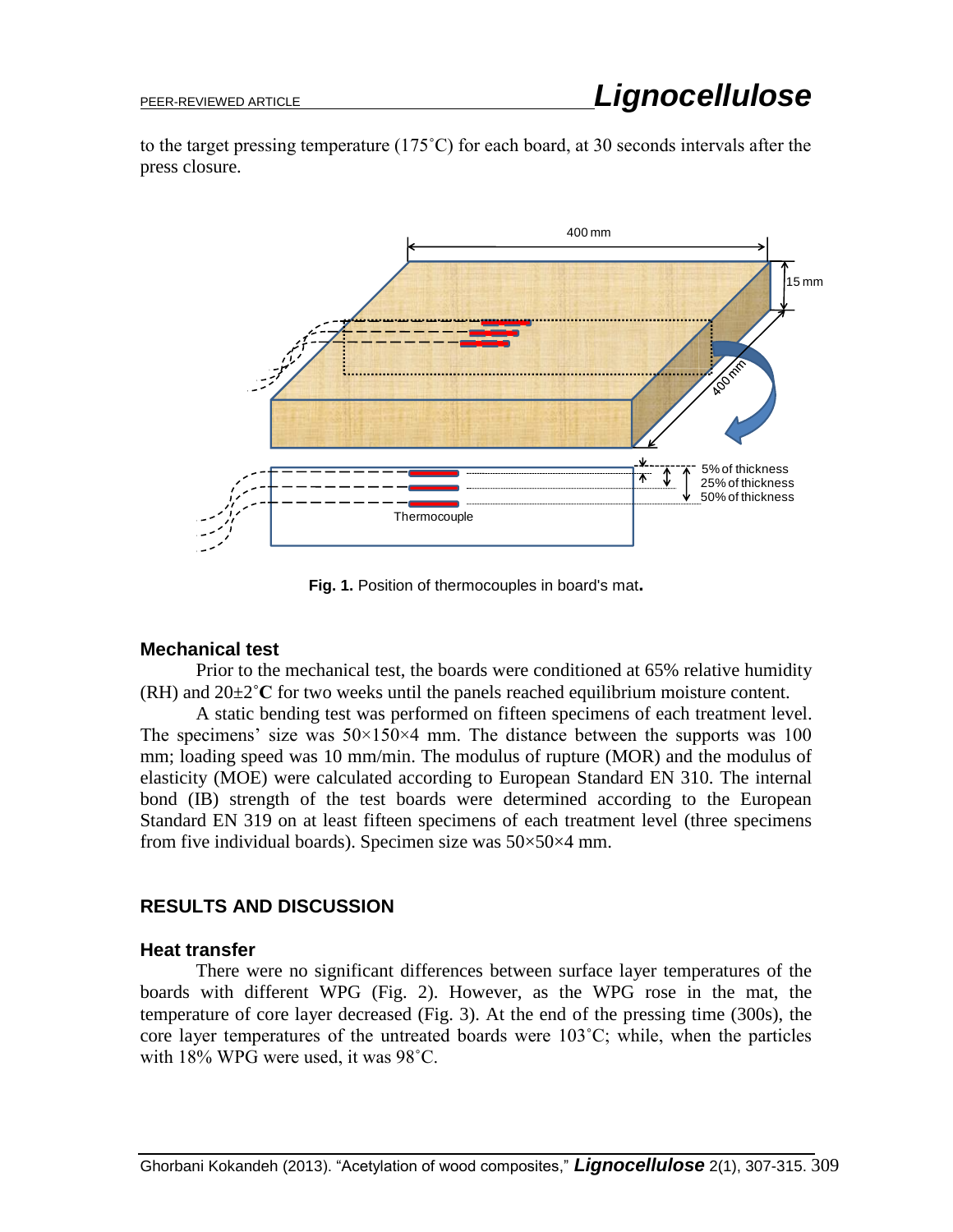to the target pressing temperature (175˚C) for each board, at 30 seconds intervals after the press closure.

**Fig. 1.** Position of thermocouples in board's mat**.**

### Mechanical test

Prior to the mechanical test, the boards were conditioned at 65% relative humidity (RH) and 20±2˚**C** for two weeks until the panels reached equilibrium moisture content.

A static bending test was performed on fifteen specimens of each treatment level. The specimens' size was 50×150×4 mm. The distance between the supports was 100 mm; loading speed was 10 mm/min. The modulus of rupture (MOR) and the modulus of elasticity (MOE) were calculated according to European Standard EN 310. The internal bond (IB) strength of the test boards were determined according to the European Standard EN 319 on at least fifteen specimens of each treatment level (three specimens from five individual boards). Specimen size was 50×50×4 mm.

## RESULTS AND DISCUSSION

### Heat transfer

There were no significant differences between surface layer temperatures of the boards with different WPG (Fig. 2). However, as the WPG rose in the mat, the temperature of core layer decreased (Fig. 3). At the end of the pressing time (300s), the core layer temperatures of the untreated boards were 103˚C; while, when the particles with 18% WPG were used, it was 98˚C.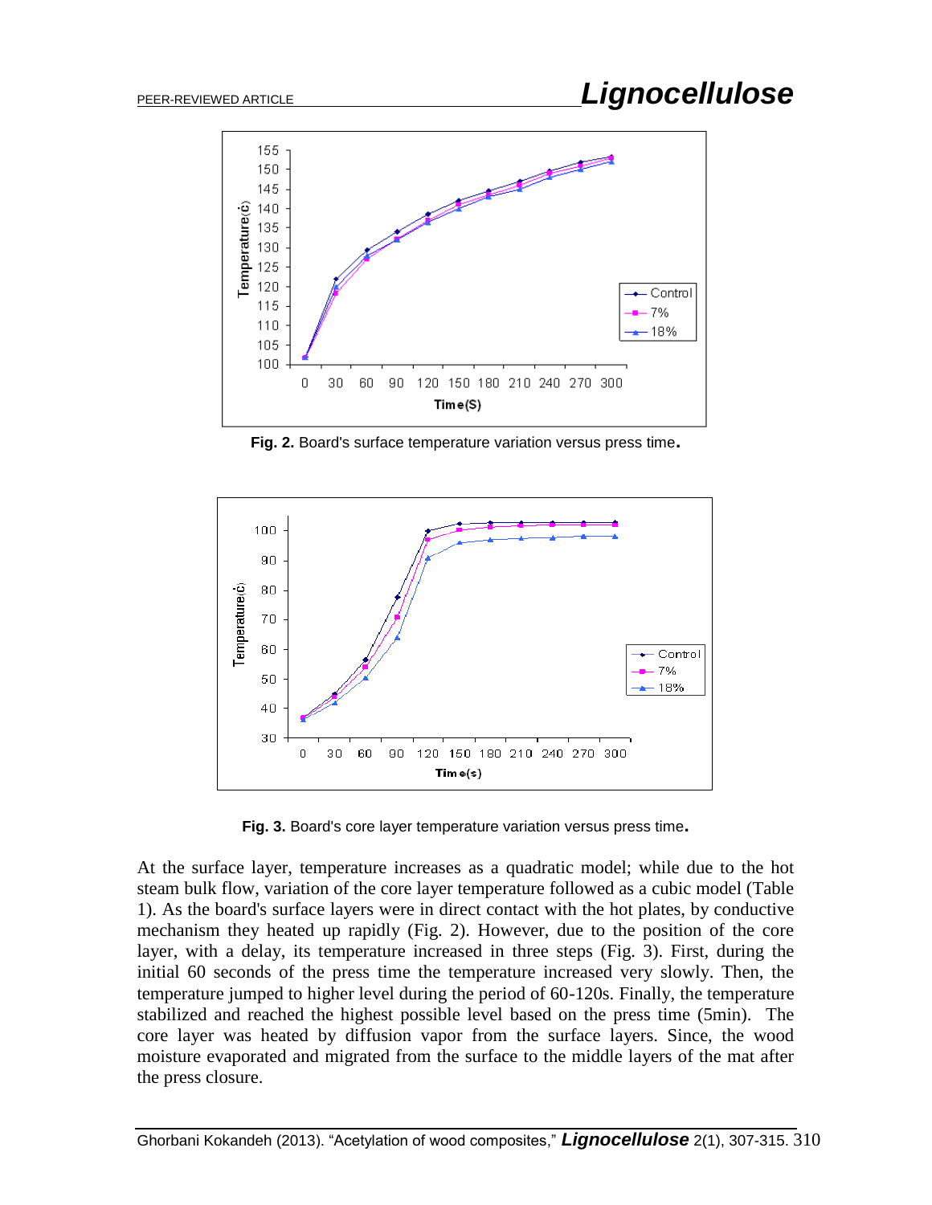Fig. 2. Board's surface temperature variation versus press time.

Fig. 3. Board's core layer temperature variation versus press time.

At the surface layer, temperature increases as a quadratic model; while due to the hot steam bulk flow, variation of the core layer temperature followed as a cubic model (Table 1). As the board's surface layers were in direct contact with the hot plates, by conductive mechanism they heated up rapidly (Fig. 2). However, due to the position of the core layer, with a delay, its temperature increased in three steps (Fig. 3). First, during the initial 60 seconds of the press time the temperature increased very slowly. Then, the temperature jumped to higher level during the period of 60-120s. Finally, the temperature stabilized and reached the highest possible level based on the press time (5min). The core layer was heated by diffusion vapor from the surface layers. Since, the wood moisture evaporated and migrated from the surface to the middle layers of the mat after the press closure.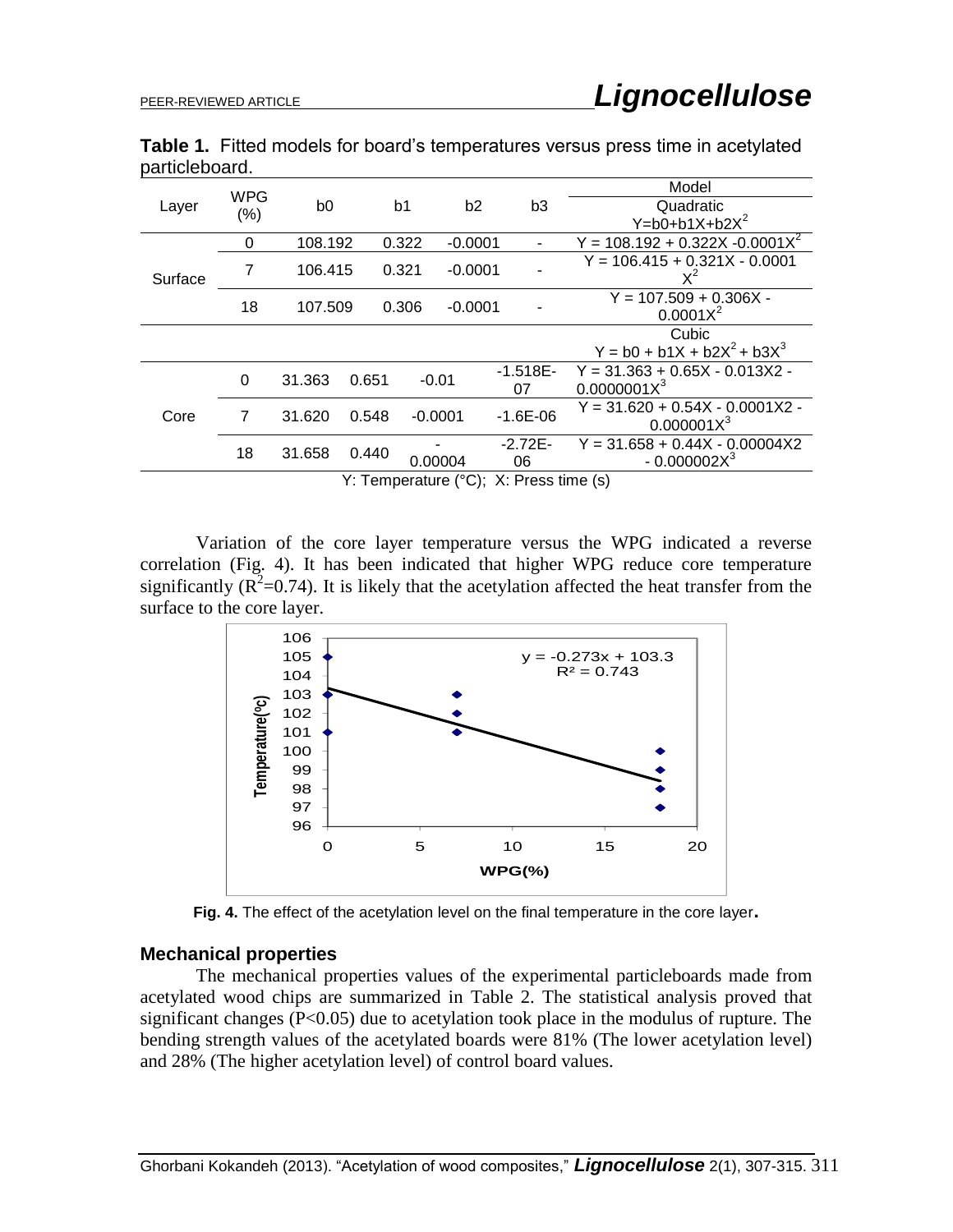**Table 1.** Fitted models for board's temperatures versus press time in acetylated particleboard.

| Layer | WPG (%) | b0 | b1 | b2 | b3 | Model |
|---|---|---|---|---|---|---|
| | | | | | | Quadratic $Y=b0+b1X+b2X^2$ |
| Surface | 0 | 108.192 | 0.322 | -0.0001 | - | $Y = 108.192 + 0.322X - 0.0001X^2$ |
| | 7 | 106.415 | 0.321 | -0.0001 | - | $Y = 106.415 + 0.321X - 0.0001 X^2$ |
| | 18 | 107.509 | 0.306 | -0.0001 | - | $Y = 107.509 + 0.306X - 0.0001X^2$ |
| | | | | | | Cubic $Y = b0 + b1X + b2X^2 + b3X^3$ |
| Core | 0 | 31.363 | 0.651 | -0.01 | -1.518E-07 | $Y = 31.363 + 0.65X - 0.013X2 - 0.0000001X^3$ |
| | 7 | 31.620 | 0.548 | -0.0001 | -1.6E-06 | $Y = 31.620 + 0.54X - 0.0001X2 - 0.000001X^3$ |
| | 18 | 31.658 | 0.440 | -0.00004 | -2.72E-06 | $Y = 31.658 + 0.44X - 0.00004X2 - 0.000002X^3$ |

Y: Temperature (°C); X: Press time (s)

Variation of the core layer temperature versus the WPG indicated a reverse correlation (Fig. 4). It has been indicated that higher WPG reduce core temperature significantly ($R^2$=0.74). It is likely that the acetylation affected the heat transfer from the surface to the core layer.

**Fig. 4.** The effect of the acetylation level on the final temperature in the core layer**.**

## Mechanical properties

The mechanical properties values of the experimental particleboards made from acetylated wood chips are summarized in Table 2. The statistical analysis proved that significant changes ($P<0.05$) due to acetylation took place in the modulus of rupture. The bending strength values of the acetylated boards were 81% (The lower acetylation level) and 28% (The higher acetylation level) of control board values.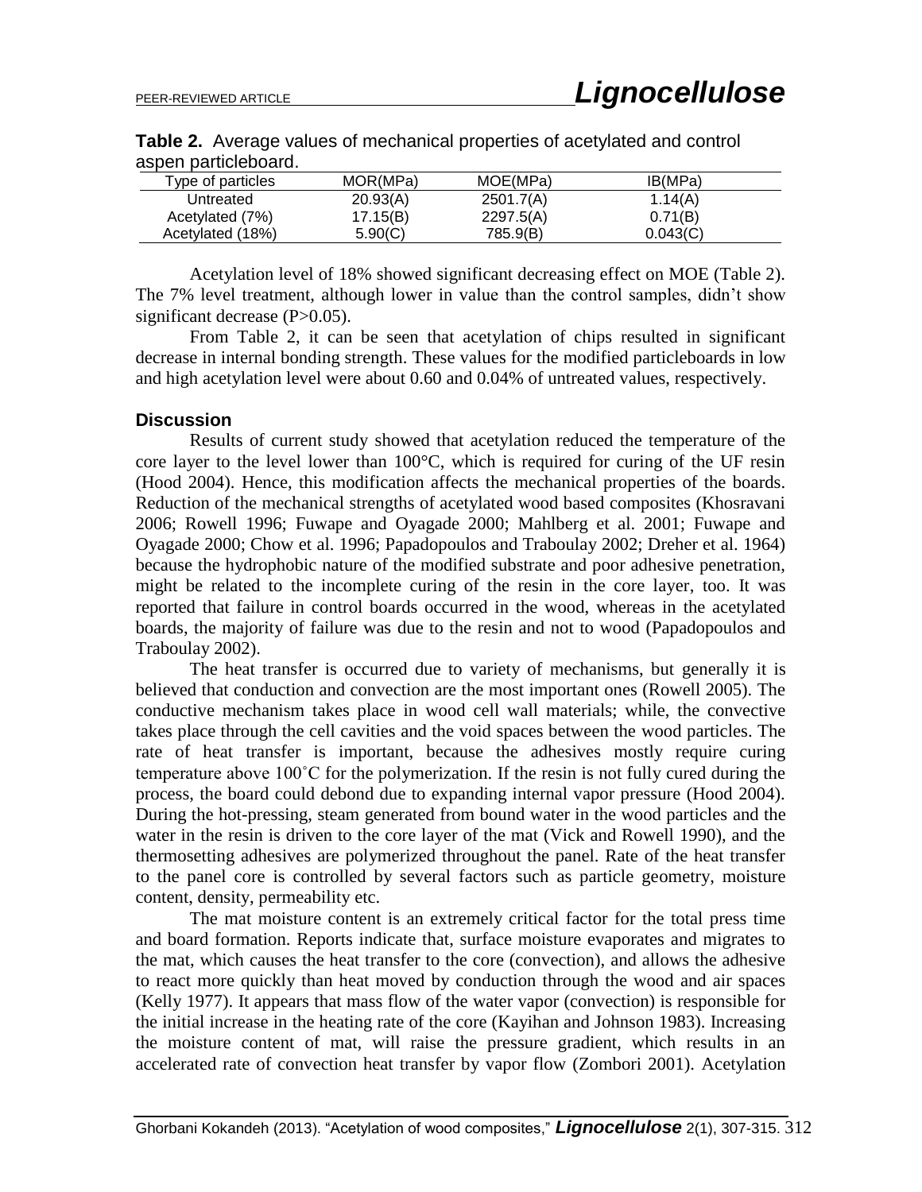**Table 2.** Average values of mechanical properties of acetylated and control aspen particleboard.

| Type of particles | MOR(MPa) | MOE(MPa) | IB(MPa) |
|---|---|---|---|
| Untreated | 20.93(A) | 2501.7(A) | 1.14(A) |
| Acetylated (7%) | 17.15(B) | 2297.5(A) | 0.71(B) |
| Acetylated (18%) | 5.90(C) | 785.9(B) | 0.043(C) |

Acetylation level of 18% showed significant decreasing effect on MOE (Table 2). The 7% level treatment, although lower in value than the control samples, didn't show significant decrease (P>0.05).

From Table 2, it can be seen that acetylation of chips resulted in significant decrease in internal bonding strength. These values for the modified particleboards in low and high acetylation level were about 0.60 and 0.04% of untreated values, respectively.

## Discussion

Results of current study showed that acetylation reduced the temperature of the core layer to the level lower than 100°C, which is required for curing of the UF resin (Hood 2004). Hence, this modification affects the mechanical properties of the boards. Reduction of the mechanical strengths of acetylated wood based composites (Khosravani 2006; Rowell 1996; Fuwape and Oyagade 2000; Mahlberg et al. 2001; Fuwape and Oyagade 2000; Chow et al. 1996; Papadopoulos and Traboulay 2002; Dreher et al. 1964) because the hydrophobic nature of the modified substrate and poor adhesive penetration, might be related to the incomplete curing of the resin in the core layer, too. It was reported that failure in control boards occurred in the wood, whereas in the acetylated boards, the majority of failure was due to the resin and not to wood (Papadopoulos and Traboulay 2002).

The heat transfer is occurred due to variety of mechanisms, but generally it is believed that conduction and convection are the most important ones (Rowell 2005). The conductive mechanism takes place in wood cell wall materials; while, the convective takes place through the cell cavities and the void spaces between the wood particles. The rate of heat transfer is important, because the adhesives mostly require curing temperature above 100˚C for the polymerization. If the resin is not fully cured during the process, the board could debond due to expanding internal vapor pressure (Hood 2004). During the hot-pressing, steam generated from bound water in the wood particles and the water in the resin is driven to the core layer of the mat (Vick and Rowell 1990), and the thermosetting adhesives are polymerized throughout the panel. Rate of the heat transfer to the panel core is controlled by several factors such as particle geometry, moisture content, density, permeability etc.

The mat moisture content is an extremely critical factor for the total press time and board formation. Reports indicate that, surface moisture evaporates and migrates to the mat, which causes the heat transfer to the core (convection), and allows the adhesive to react more quickly than heat moved by conduction through the wood and air spaces (Kelly 1977). It appears that mass flow of the water vapor (convection) is responsible for the initial increase in the heating rate of the core (Kayihan and Johnson 1983). Increasing the moisture content of mat, will raise the pressure gradient, which results in an accelerated rate of convection heat transfer by vapor flow (Zombori 2001). Acetylation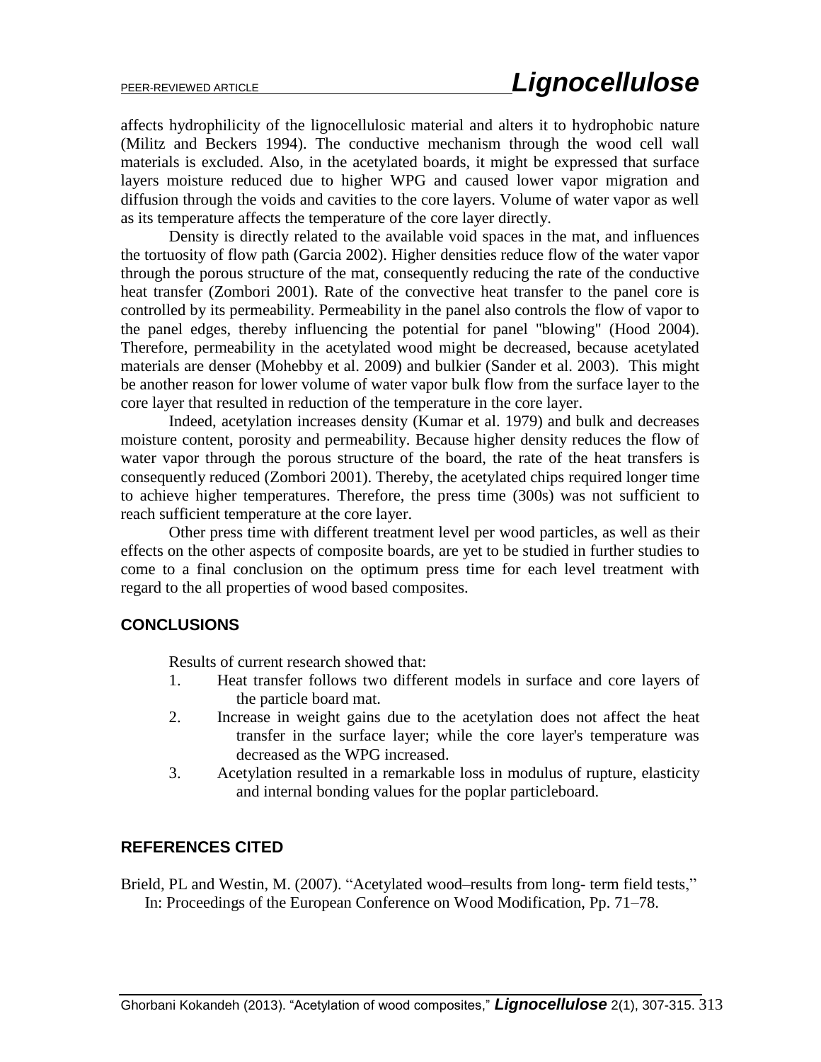affects hydrophilicity of the lignocellulosic material and alters it to hydrophobic nature (Militz and Beckers 1994). The conductive mechanism through the wood cell wall materials is excluded. Also, in the acetylated boards, it might be expressed that surface layers moisture reduced due to higher WPG and caused lower vapor migration and diffusion through the voids and cavities to the core layers. Volume of water vapor as well as its temperature affects the temperature of the core layer directly.

Density is directly related to the available void spaces in the mat, and influences the tortuosity of flow path (Garcia 2002). Higher densities reduce flow of the water vapor through the porous structure of the mat, consequently reducing the rate of the conductive heat transfer (Zombori 2001). Rate of the convective heat transfer to the panel core is controlled by its permeability. Permeability in the panel also controls the flow of vapor to the panel edges, thereby influencing the potential for panel "blowing" (Hood 2004). Therefore, permeability in the acetylated wood might be decreased, because acetylated materials are denser (Mohebby et al. 2009) and bulkier (Sander et al. 2003). This might be another reason for lower volume of water vapor bulk flow from the surface layer to the core layer that resulted in reduction of the temperature in the core layer.

Indeed, acetylation increases density (Kumar et al. 1979) and bulk and decreases moisture content, porosity and permeability. Because higher density reduces the flow of water vapor through the porous structure of the board, the rate of the heat transfers is consequently reduced (Zombori 2001). Thereby, the acetylated chips required longer time to achieve higher temperatures. Therefore, the press time (300s) was not sufficient to reach sufficient temperature at the core layer.

Other press time with different treatment level per wood particles, as well as their effects on the other aspects of composite boards, are yet to be studied in further studies to come to a final conclusion on the optimum press time for each level treatment with regard to the all properties of wood based composites.

## CONCLUSIONS

Results of current research showed that:

1. Heat transfer follows two different models in surface and core layers of the particle board mat.
2. Increase in weight gains due to the acetylation does not affect the heat transfer in the surface layer; while the core layer's temperature was decreased as the WPG increased.
3. Acetylation resulted in a remarkable loss in modulus of rupture, elasticity and internal bonding values for the poplar particleboard.

## REFERENCES CITED

Brield, PL and Westin, M. (2007). "Acetylated wood–results from long- term field tests," In: Proceedings of the European Conference on Wood Modification, Pp. 71–78.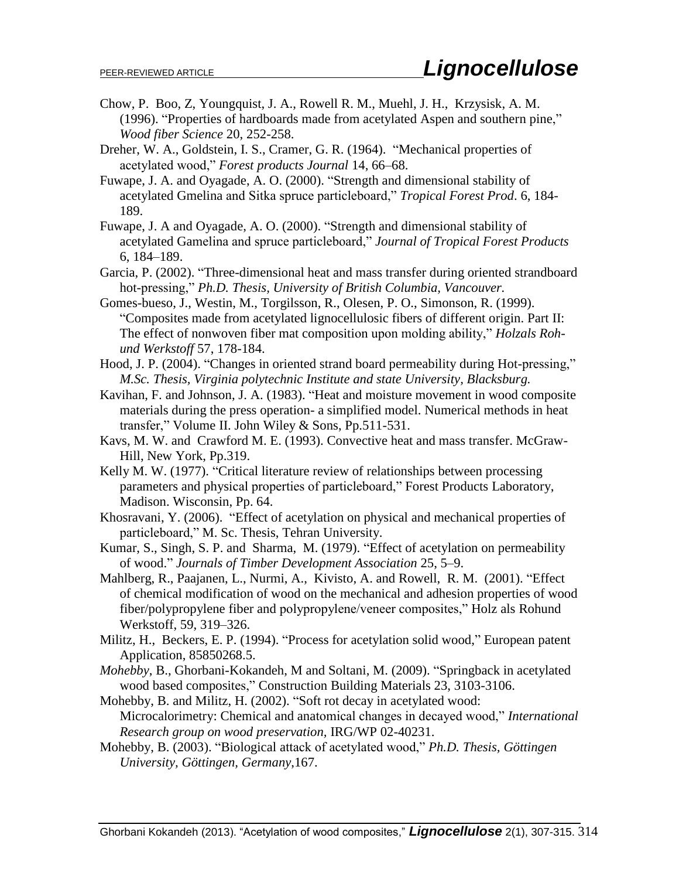Chow, P. Boo, Z, Youngquist, J. A., Rowell R. M., Muehl, J. H., Krzysisk, A. M. (1996). "Properties of hardboards made from acetylated Aspen and southern pine," *Wood fiber Science* 20, 252-258.

Dreher, W. A., Goldstein, I. S., Cramer, G. R. (1964). "Mechanical properties of acetylated wood," *Forest products Journal* 14, 66–68.

Fuwape, J. A. and Oyagade, A. O. (2000). "Strength and dimensional stability of acetylated Gmelina and Sitka spruce particleboard," *Tropical Forest Prod*. 6, 184-189.

Fuwape, J. A and Oyagade, A. O. (2000). "Strength and dimensional stability of acetylated Gamelina and spruce particleboard," *Journal of Tropical Forest Products* 6, 184–189.

Garcia, P. (2002). "Three-dimensional heat and mass transfer during oriented strandboard hot-pressing," *Ph.D. Thesis, University of British Columbia, Vancouver.*

Gomes-bueso, J., Westin, M., Torgilsson, R., Olesen, P. O., Simonson, R. (1999). "Composites made from acetylated lignocellulosic fibers of different origin. Part II: The effect of nonwoven fiber mat composition upon molding ability," *Holzals Roh-und Werkstoff* 57, 178-184.

Hood, J. P. (2004). "Changes in oriented strand board permeability during Hot-pressing," *M.Sc. Thesis, Virginia polytechnic Institute and state University, Blacksburg.*

Kavihan, F. and Johnson, J. A. (1983). "Heat and moisture movement in wood composite materials during the press operation- a simplified model. Numerical methods in heat transfer," Volume II. John Wiley & Sons, Pp.511-531.

Kavs, M. W. and Crawford M. E. (1993). Convective heat and mass transfer. McGraw-Hill, New York, Pp.319.

Kelly M. W. (1977). "Critical literature review of relationships between processing parameters and physical properties of particleboard," Forest Products Laboratory, Madison. Wisconsin, Pp. 64.

Khosravani, Y. (2006). "Effect of acetylation on physical and mechanical properties of particleboard," M. Sc. Thesis, Tehran University.

Kumar, S., Singh, S. P. and Sharma, M. (1979). "Effect of acetylation on permeability of wood." *Journals of Timber Development Association* 25, 5–9.

Mahlberg, R., Paajanen, L., Nurmi, A., Kivisto, A. and Rowell, R. M. (2001). "Effect of chemical modification of wood on the mechanical and adhesion properties of wood fiber/polypropylene fiber and polypropylene/veneer composites," Holz als Rohund Werkstoff, 59, 319–326.

Militz, H., Beckers, E. P. (1994). "Process for acetylation solid wood," European patent Application, 85850268.5.

*Mohebby*, B., Ghorbani-Kokandeh, M and Soltani, M. (2009). "Springback in acetylated wood based composites," Construction Building Materials 23, 3103-3106.

Mohebby, B. and Militz, H. (2002). "Soft rot decay in acetylated wood: Microcalorimetry: Chemical and anatomical changes in decayed wood," *International Research group on wood preservation,* IRG/WP 02-40231.

Mohebby, B. (2003). "Biological attack of acetylated wood," *Ph.D. Thesis, Göttingen University, Göttingen, Germany*,167.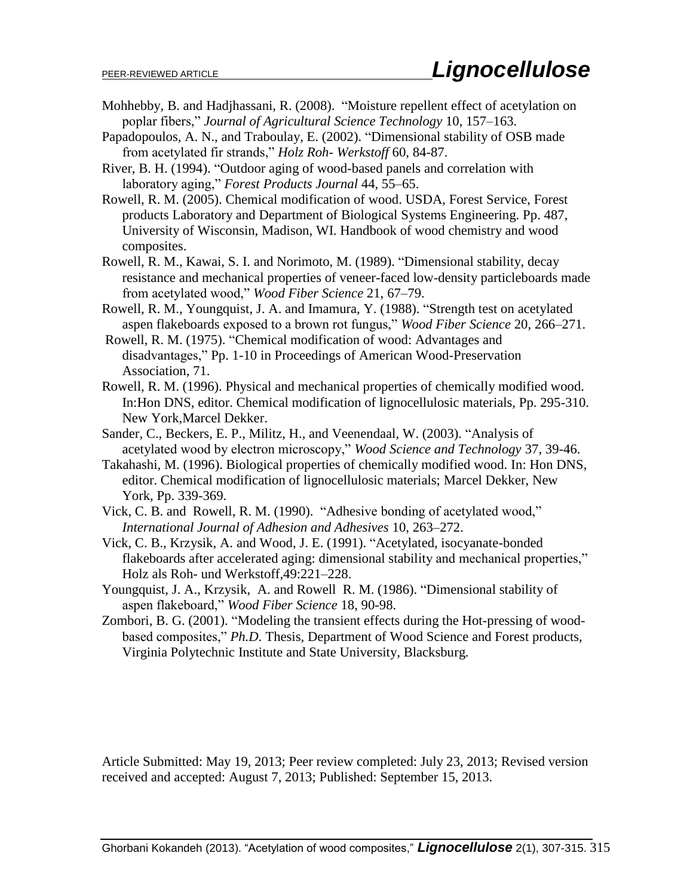Mohhebby, B. and Hadjhassani, R. (2008). "Moisture repellent effect of acetylation on poplar fibers," *Journal of Agricultural Science Technology* 10, 157–163.

Papadopoulos, A. N., and Traboulay, E. (2002). "Dimensional stability of OSB made from acetylated fir strands," *Holz Roh- Werkstoff* 60, 84-87.

River, B. H. (1994). "Outdoor aging of wood-based panels and correlation with laboratory aging," *Forest Products Journal* 44, 55–65.

Rowell, R. M. (2005). Chemical modification of wood. USDA, Forest Service, Forest products Laboratory and Department of Biological Systems Engineering. Pp. 487, University of Wisconsin, Madison, WI. Handbook of wood chemistry and wood composites.

Rowell, R. M., Kawai, S. I. and Norimoto, M. (1989). "Dimensional stability, decay resistance and mechanical properties of veneer-faced low-density particleboards made from acetylated wood," *Wood Fiber Science* 21, 67–79.

Rowell, R. M., Youngquist, J. A. and Imamura, Y. (1988). "Strength test on acetylated aspen flakeboards exposed to a brown rot fungus," *Wood Fiber Science* 20, 266–271.

Rowell, R. M. (1975). "Chemical modification of wood: Advantages and disadvantages," Pp. 1-10 in Proceedings of American Wood-Preservation Association, 71.

Rowell, R. M. (1996). Physical and mechanical properties of chemically modified wood. In:Hon DNS, editor. Chemical modification of lignocellulosic materials, Pp. 295-310. New York,Marcel Dekker.

Sander, C., Beckers, E. P., Militz, H., and Veenendaal, W. (2003). "Analysis of acetylated wood by electron microscopy," *Wood Science and Technology* 37, 39-46.

Takahashi, M. (1996). Biological properties of chemically modified wood. In: Hon DNS, editor. Chemical modification of lignocellulosic materials; Marcel Dekker, New York, Pp. 339-369.

Vick, C. B. and Rowell, R. M. (1990). "Adhesive bonding of acetylated wood," *International Journal of Adhesion and Adhesives* 10, 263–272.

Vick, C. B., Krzysik, A. and Wood, J. E. (1991). "Acetylated, isocyanate-bonded flakeboards after accelerated aging: dimensional stability and mechanical properties," Holz als Roh- und Werkstoff,49:221–228.

Youngquist, J. A., Krzysik, A. and Rowell R. M. (1986). "Dimensional stability of aspen flakeboard," *Wood Fiber Science* 18, 90-98.

Zombori, B. G. (2001). "Modeling the transient effects during the Hot-pressing of wood-based composites," *Ph.D.* Thesis, Department of Wood Science and Forest products, Virginia Polytechnic Institute and State University, Blacksburg.

Article Submitted: May 19, 2013; Peer review completed: July 23, 2013; Revised version received and accepted: August 7, 2013; Published: September 15, 2013.